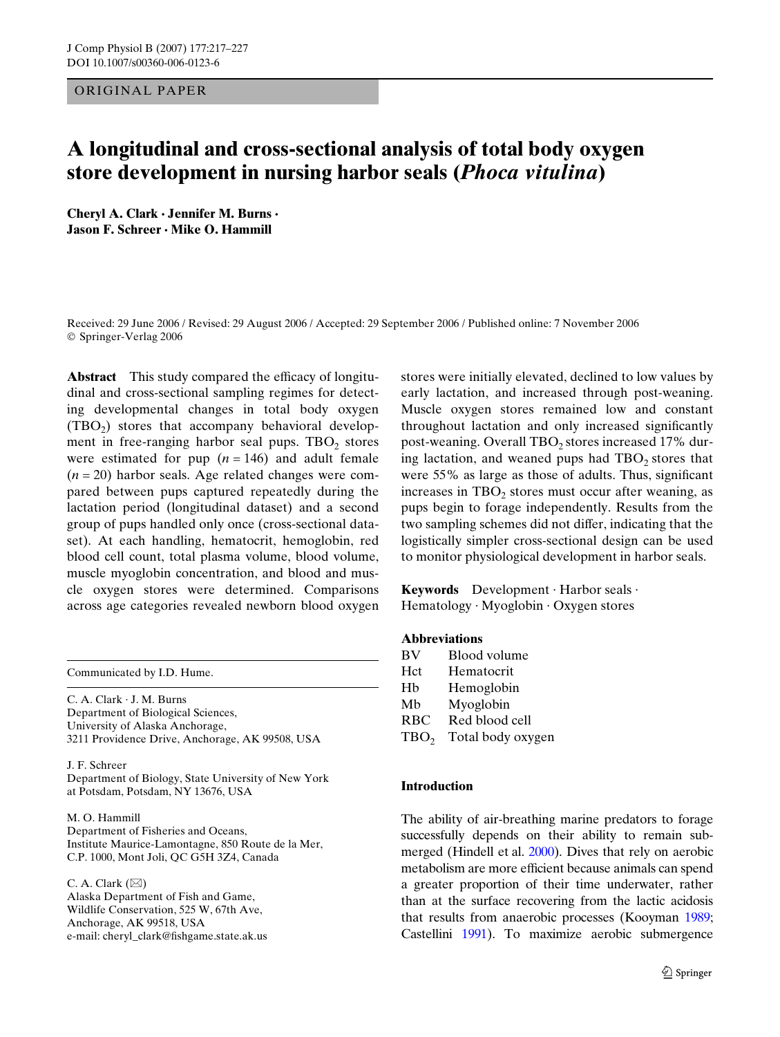ORIGINAL PAPER

# A longitudinal and cross-sectional analysis of total body oxygen store development in nursing harbor seals (*Phoca vitulina*)

**Cheryl A. Clark · Jennifer M. Burns · Jason F. Schreer · Mike O. Hammill**

Received: 29 June 2006 / Revised: 29 August 2006 / Accepted: 29 September 2006 / Published online: 7 November 2006
© Springer-Verlag 2006

**Abstract** This study compared the efficacy of longitudinal and cross-sectional sampling regimes for detecting developmental changes in total body oxygen ($TBO_2$) stores that accompany behavioral development in free-ranging harbor seal pups. $TBO_2$ stores were estimated for pup ($n = 146$) and adult female ($n = 20$) harbor seals. Age related changes were compared between pups captured repeatedly during the lactation period (longitudinal dataset) and a second group of pups handled only once (cross-sectional dataset). At each handling, hematocrit, hemoglobin, red blood cell count, total plasma volume, blood volume, muscle myoglobin concentration, and blood and muscle oxygen stores were determined. Comparisons across age categories revealed newborn blood oxygen stores were initially elevated, declined to low values by early lactation, and increased through post-weaning. Muscle oxygen stores remained low and constant throughout lactation and only increased significantly post-weaning. Overall $TBO_2$ stores increased 17% during lactation, and weaned pups had $TBO_2$ stores that were 55% as large as those of adults. Thus, significant increases in $TBO_2$ stores must occur after weaning, as pups begin to forage independently. Results from the two sampling schemes did not differ, indicating that the logistically simpler cross-sectional design can be used to monitor physiological development in harbor seals.

**Keywords** Development · Harbor seals · Hematology · Myoglobin · Oxygen stores

**Abbreviations**

| | |
|---|---|
| BV | Blood volume |
| Hct | Hematocrit |
| Hb | Hemoglobin |
| Mb | Myoglobin |
| RBC | Red blood cell |
| $TBO_2$ | Total body oxygen |

Communicated by I.D. Hume.

C. A. Clark · J. M. Burns
Department of Biological Sciences,
University of Alaska Anchorage,
3211 Providence Drive, Anchorage, AK 99508, USA

J. F. Schreer
Department of Biology, State University of New York
at Potsdam, Potsdam, NY 13676, USA

M. O. Hammill
Department of Fisheries and Oceans,
Institute Maurice-Lamontagne, 850 Route de la Mer,
C.P. 1000, Mont Joli, QC G5H 3Z4, Canada

C. A. Clark (✉)
Alaska Department of Fish and Game,
Wildlife Conservation, 525 W, 67th Ave,
Anchorage, AK 99518, USA
e-mail: cheryl_clark@fishgame.state.ak.us

## Introduction

The ability of air-breathing marine predators to forage successfully depends on their ability to remain submerged (Hindell et al. 2000). Dives that rely on aerobic metabolism are more efficient because animals can spend a greater proportion of their time underwater, rather than at the surface recovering from the lactic acidosis that results from anaerobic processes (Kooyman 1989; Castellini 1991). To maximize aerobic submergence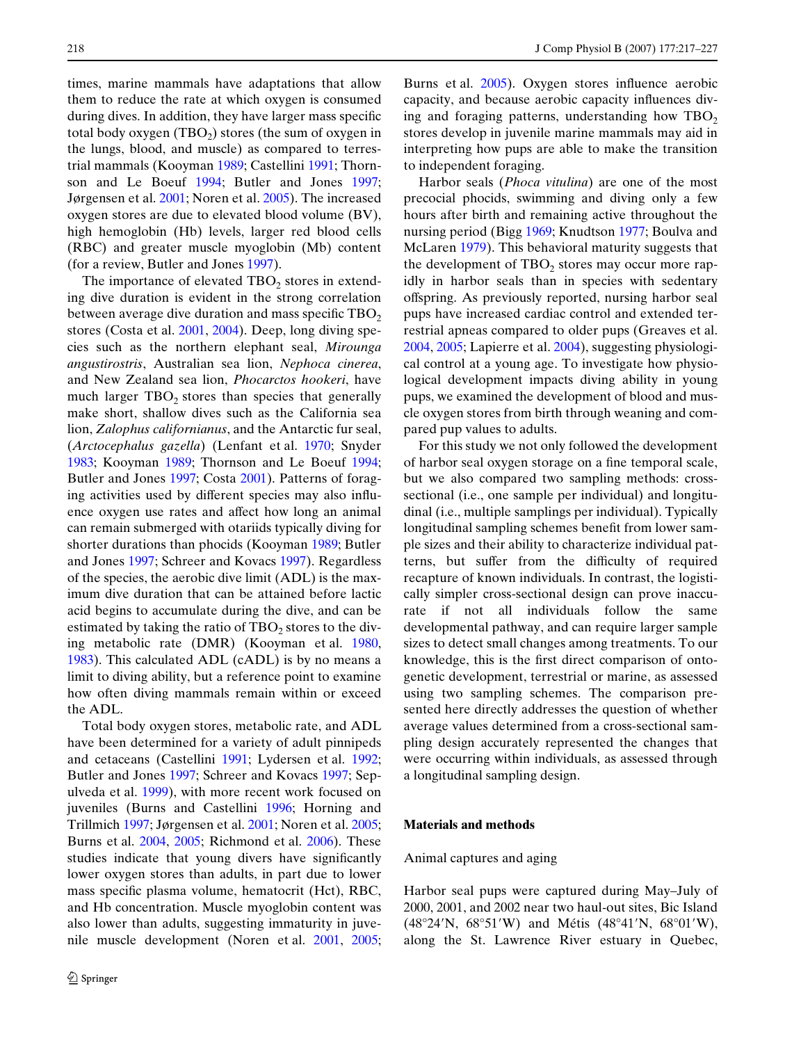times, marine mammals have adaptations that allow them to reduce the rate at which oxygen is consumed during dives. In addition, they have larger mass specific total body oxygen ($TBO_2$) stores (the sum of oxygen in the lungs, blood, and muscle) as compared to terrestrial mammals (Kooyman 1989; Castellini 1991; Thornson and Le Boeuf 1994; Butler and Jones 1997; Jørgensen et al. 2001; Noren et al. 2005). The increased oxygen stores are due to elevated blood volume (BV), high hemoglobin (Hb) levels, larger red blood cells (RBC) and greater muscle myoglobin (Mb) content (for a review, Butler and Jones 1997).

The importance of elevated $TBO_2$ stores in extending dive duration is evident in the strong correlation between average dive duration and mass specific $TBO_2$ stores (Costa et al. 2001, 2004). Deep, long diving species such as the northern elephant seal, *Mirounga angustirostris*, Australian sea lion, *Nephoca cinerea*, and New Zealand sea lion, *Phocarctos hookeri*, have much larger $TBO_2$ stores than species that generally make short, shallow dives such as the California sea lion, *Zalophus californianus*, and the Antarctic fur seal, (*Arctocephalus gazella*) (Lenfant et al. 1970; Snyder 1983; Kooyman 1989; Thornson and Le Boeuf 1994; Butler and Jones 1997; Costa 2001). Patterns of foraging activities used by different species may also influence oxygen use rates and affect how long an animal can remain submerged with otariids typically diving for shorter durations than phocids (Kooyman 1989; Butler and Jones 1997; Schreer and Kovacs 1997). Regardless of the species, the aerobic dive limit (ADL) is the maximum dive duration that can be attained before lactic acid begins to accumulate during the dive, and can be estimated by taking the ratio of $TBO_2$ stores to the diving metabolic rate (DMR) (Kooyman et al. 1980, 1983). This calculated ADL (cADL) is by no means a limit to diving ability, but a reference point to examine how often diving mammals remain within or exceed the ADL.

Total body oxygen stores, metabolic rate, and ADL have been determined for a variety of adult pinnipeds and cetaceans (Castellini 1991; Lydersen et al. 1992; Butler and Jones 1997; Schreer and Kovacs 1997; Sepulveda et al. 1999), with more recent work focused on juveniles (Burns and Castellini 1996; Horning and Trillmich 1997; Jørgensen et al. 2001; Noren et al. 2005; Burns et al. 2004, 2005; Richmond et al. 2006). These studies indicate that young divers have significantly lower oxygen stores than adults, in part due to lower mass specific plasma volume, hematocrit (Hct), RBC, and Hb concentration. Muscle myoglobin content was also lower than adults, suggesting immaturity in juvenile muscle development (Noren et al. 2001, 2005; Burns et al. 2005). Oxygen stores influence aerobic capacity, and because aerobic capacity influences diving and foraging patterns, understanding how $TBO_2$ stores develop in juvenile marine mammals may aid in interpreting how pups are able to make the transition to independent foraging.

Harbor seals (*Phoca vitulina*) are one of the most precocial phocids, swimming and diving only a few hours after birth and remaining active throughout the nursing period (Bigg 1969; Knudtson 1977; Boulva and McLaren 1979). This behavioral maturity suggests that the development of $TBO_2$ stores may occur more rapidly in harbor seals than in species with sedentary offspring. As previously reported, nursing harbor seal pups have increased cardiac control and extended terrestrial apneas compared to older pups (Greaves et al. 2004, 2005; Lapierre et al. 2004), suggesting physiological control at a young age. To investigate how physiological development impacts diving ability in young pups, we examined the development of blood and muscle oxygen stores from birth through weaning and compared pup values to adults.

For this study we not only followed the development of harbor seal oxygen storage on a fine temporal scale, but we also compared two sampling methods: cross-sectional (i.e., one sample per individual) and longitudinal (i.e., multiple samplings per individual). Typically longitudinal sampling schemes benefit from lower sample sizes and their ability to characterize individual patterns, but suffer from the difficulty of required recapture of known individuals. In contrast, the logistically simpler cross-sectional design can prove inaccurate if not all individuals follow the same developmental pathway, and can require larger sample sizes to detect small changes among treatments. To our knowledge, this is the first direct comparison of ontogenetic development, terrestrial or marine, as assessed using two sampling schemes. The comparison presented here directly addresses the question of whether average values determined from a cross-sectional sampling design accurately represented the changes that were occurring within individuals, as assessed through a longitudinal sampling design.

## Materials and methods

### Animal captures and aging

Harbor seal pups were captured during May–July of 2000, 2001, and 2002 near two haul-out sites, Bic Island (48°24′N, 68°51′W) and Métis (48°41′N, 68°01′W), along the St. Lawrence River estuary in Quebec,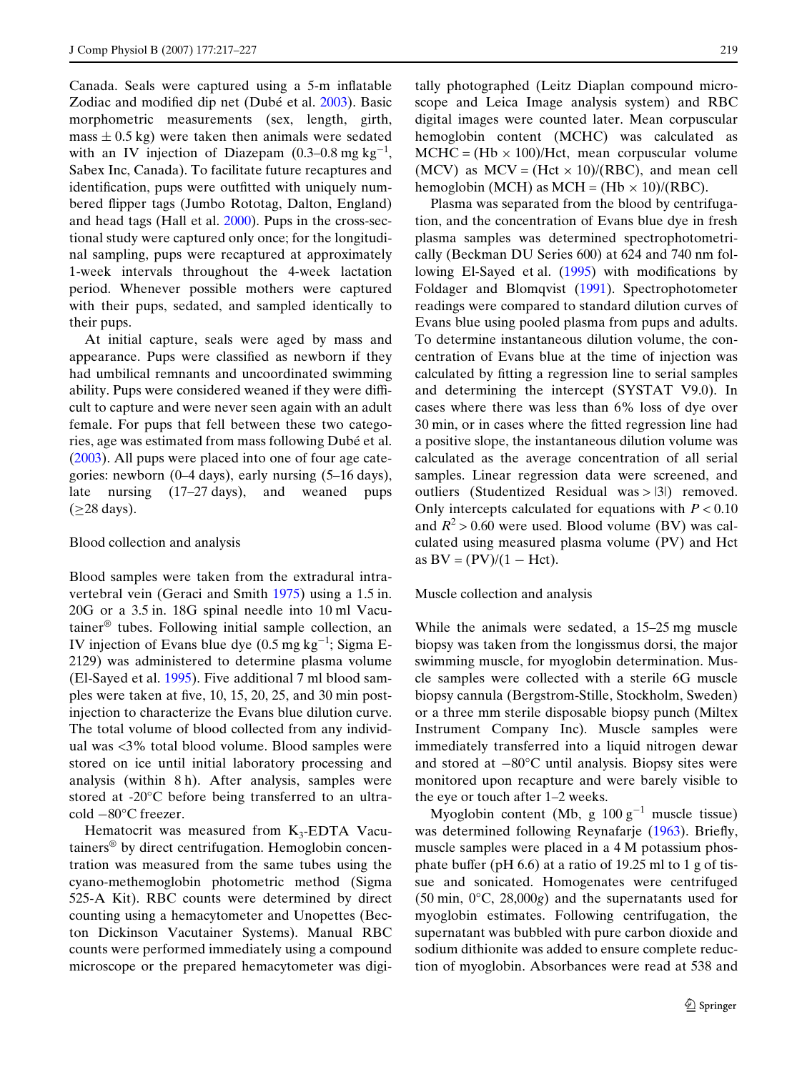Canada. Seals were captured using a 5-m inflatable Zodiac and modified dip net (Dubé et al. 2003). Basic morphometric measurements (sex, length, girth, mass ± 0.5 kg) were taken then animals were sedated with an IV injection of Diazepam (0.3–0.8 mg $kg^{-1}$, Sabex Inc, Canada). To facilitate future recaptures and identification, pups were outfitted with uniquely numbered flipper tags (Jumbo Rototag, Dalton, England) and head tags (Hall et al. 2000). Pups in the cross-sectional study were captured only once; for the longitudinal sampling, pups were recaptured at approximately 1-week intervals throughout the 4-week lactation period. Whenever possible mothers were captured with their pups, sedated, and sampled identically to their pups.

At initial capture, seals were aged by mass and appearance. Pups were classified as newborn if they had umbilical remnants and uncoordinated swimming ability. Pups were considered weaned if they were difficult to capture and were never seen again with an adult female. For pups that fell between these two categories, age was estimated from mass following Dubé et al. (2003). All pups were placed into one of four age categories: newborn (0–4 days), early nursing (5–16 days), late nursing (17–27 days), and weaned pups (≥28 days).

## Blood collection and analysis

Blood samples were taken from the extradural intravertebral vein (Geraci and Smith 1975) using a 1.5 in. 20G or a 3.5 in. 18G spinal needle into 10 ml Vacutainer® tubes. Following initial sample collection, an IV injection of Evans blue dye (0.5 mg $kg^{-1}$; Sigma E-2129) was administered to determine plasma volume (El-Sayed et al. 1995). Five additional 7 ml blood samples were taken at five, 10, 15, 20, 25, and 30 min post-injection to characterize the Evans blue dilution curve. The total volume of blood collected from any individual was <3% total blood volume. Blood samples were stored on ice until initial laboratory processing and analysis (within 8 h). After analysis, samples were stored at -20°C before being transferred to an ultra-cold −80°C freezer.

Hematocrit was measured from $K_3$-EDTA Vacutainers® by direct centrifugation. Hemoglobin concentration was measured from the same tubes using the cyano-methemoglobin photometric method (Sigma 525-A Kit). RBC counts were determined by direct counting using a hemacytometer and Unopettes (Becton Dickinson Vacutainer Systems). Manual RBC counts were performed immediately using a compound microscope or the prepared hemacytometer was digitally photographed (Leitz Diaplan compound microscope and Leica Image analysis system) and RBC digital images were counted later. Mean corpuscular hemoglobin content (MCHC) was calculated as $\text{MCHC} = (\text{Hb} \times 100)/\text{Hct}$, mean corpuscular volume (MCV) as $\text{MCV} = (\text{Hct} \times 10)/(\text{RBC})$, and mean cell hemoglobin (MCH) as $\text{MCH} = (\text{Hb} \times 10)/(\text{RBC})$.

Plasma was separated from the blood by centrifugation, and the concentration of Evans blue dye in fresh plasma samples was determined spectrophotometrically (Beckman DU Series 600) at 624 and 740 nm following El-Sayed et al. (1995) with modifications by Foldager and Blomqvist (1991). Spectrophotometer readings were compared to standard dilution curves of Evans blue using pooled plasma from pups and adults. To determine instantaneous dilution volume, the concentration of Evans blue at the time of injection was calculated by fitting a regression line to serial samples and determining the intercept (SYSTAT V9.0). In cases where there was less than 6% loss of dye over 30 min, or in cases where the fitted regression line had a positive slope, the instantaneous dilution volume was calculated as the average concentration of all serial samples. Linear regression data were screened, and outliers (Studentized Residual was > |3|) removed. Only intercepts calculated for equations with $P < 0.10$ and $R^2 > 0.60$ were used. Blood volume (BV) was calculated using measured plasma volume (PV) and Hct as $\text{BV} = (\text{PV})/(1 - \text{Hct})$.

## Muscle collection and analysis

While the animals were sedated, a 15–25 mg muscle biopsy was taken from the longissmus dorsi, the major swimming muscle, for myoglobin determination. Muscle samples were collected with a sterile 6G muscle biopsy cannula (Bergstrom-Stille, Stockholm, Sweden) or a three mm sterile disposable biopsy punch (Miltex Instrument Company Inc). Muscle samples were immediately transferred into a liquid nitrogen dewar and stored at −80°C until analysis. Biopsy sites were monitored upon recapture and were barely visible to the eye or touch after 1–2 weeks.

Myoglobin content (Mb, g 100 $g^{-1}$ muscle tissue) was determined following Reynafarje (1963). Briefly, muscle samples were placed in a 4 M potassium phosphate buffer (pH 6.6) at a ratio of 19.25 ml to 1 g of tissue and sonicated. Homogenates were centrifuged (50 min, 0°C, 28,000*g*) and the supernatants used for myoglobin estimates. Following centrifugation, the supernatant was bubbled with pure carbon dioxide and sodium dithionite was added to ensure complete reduction of myoglobin. Absorbances were read at 538 and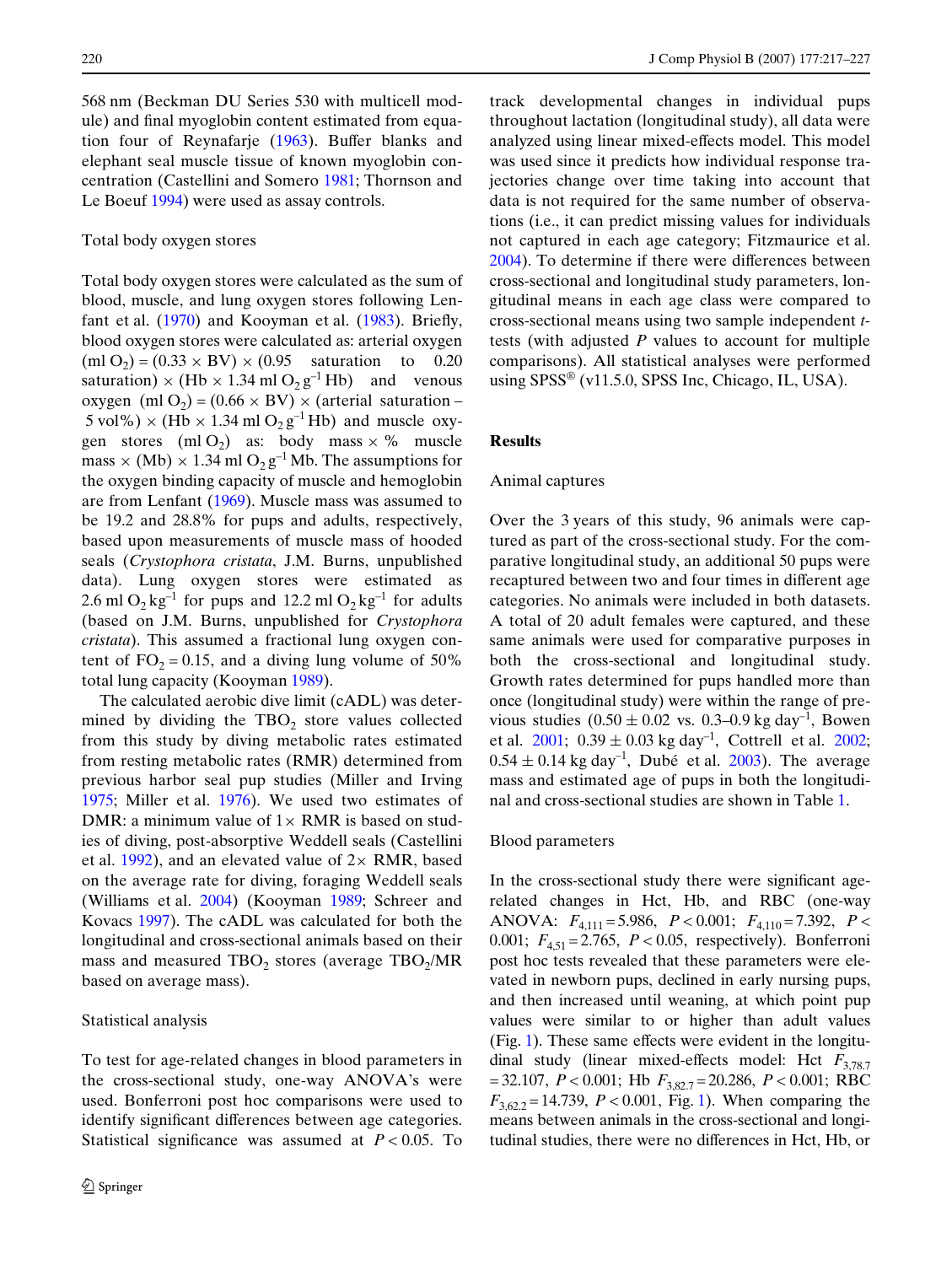568 nm (Beckman DU Series 530 with multicell module) and final myoglobin content estimated from equation four of Reynafarje (1963). Buffer blanks and elephant seal muscle tissue of known myoglobin concentration (Castellini and Somero 1981; Thornson and Le Boeuf 1994) were used as assay controls.

### Total body oxygen stores

Total body oxygen stores were calculated as the sum of blood, muscle, and lung oxygen stores following Lenfant et al. (1970) and Kooyman et al. (1983). Briefly, blood oxygen stores were calculated as: arterial oxygen (ml $O_2$) = (0.33 × BV) × (0.95 saturation to 0.20 saturation) × (Hb × 1.34 ml $O_2$ $g^{-1}$ Hb) and venous oxygen (ml $O_2$) = (0.66 × BV) × (arterial saturation – 5 vol%) × (Hb × 1.34 ml $O_2$ $g^{-1}$ Hb) and muscle oxygen stores (ml $O_2$) as: body mass × % muscle mass × (Mb) × 1.34 ml $O_2$ $g^{-1}$ Mb. The assumptions for the oxygen binding capacity of muscle and hemoglobin are from Lenfant (1969). Muscle mass was assumed to be 19.2 and 28.8% for pups and adults, respectively, based upon measurements of muscle mass of hooded seals (*Crystophora cristata*, J.M. Burns, unpublished data). Lung oxygen stores were estimated as 2.6 ml $O_2$ $kg^{-1}$ for pups and 12.2 ml $O_2$ $kg^{-1}$ for adults (based on J.M. Burns, unpublished for *Crystophora cristata*). This assumed a fractional lung oxygen content of $FO_2$ = 0.15, and a diving lung volume of 50% total lung capacity (Kooyman 1989).

The calculated aerobic dive limit (cADL) was determined by dividing the $TBO_2$ store values collected from this study by diving metabolic rates estimated from resting metabolic rates (RMR) determined from previous harbor seal pup studies (Miller and Irving 1975; Miller et al. 1976). We used two estimates of DMR: a minimum value of 1× RMR is based on studies of diving, post-absorptive Weddell seals (Castellini et al. 1992), and an elevated value of 2× RMR, based on the average rate for diving, foraging Weddell seals (Williams et al. 2004) (Kooyman 1989; Schreer and Kovacs 1997). The cADL was calculated for both the longitudinal and cross-sectional animals based on their mass and measured $TBO_2$ stores (average $TBO_2$/MR based on average mass).

### Statistical analysis

To test for age-related changes in blood parameters in the cross-sectional study, one-way ANOVA's were used. Bonferroni post hoc comparisons were used to identify significant differences between age categories. Statistical significance was assumed at $P < 0.05$. To track developmental changes in individual pups throughout lactation (longitudinal study), all data were analyzed using linear mixed-effects model. This model was used since it predicts how individual response trajectories change over time taking into account that data is not required for the same number of observations (i.e., it can predict missing values for individuals not captured in each age category; Fitzmaurice et al. 2004). To determine if there were differences between cross-sectional and longitudinal study parameters, longitudinal means in each age class were compared to cross-sectional means using two sample independent *t*-tests (with adjusted *P* values to account for multiple comparisons). All statistical analyses were performed using SPSS® (v11.5.0, SPSS Inc, Chicago, IL, USA).

## Results

### Animal captures

Over the 3 years of this study, 96 animals were captured as part of the cross-sectional study. For the comparative longitudinal study, an additional 50 pups were recaptured between two and four times in different age categories. No animals were included in both datasets. A total of 20 adult females were captured, and these same animals were used for comparative purposes in both the cross-sectional and longitudinal study. Growth rates determined for pups handled more than once (longitudinal study) were within the range of previous studies (0.50 ± 0.02 vs. 0.3–0.9 kg $day^{-1}$, Bowen et al. 2001; 0.39 ± 0.03 kg $day^{-1}$, Cottrell et al. 2002; 0.54 ± 0.14 kg $day^{-1}$, Dubé et al. 2003). The average mass and estimated age of pups in both the longitudinal and cross-sectional studies are shown in Table 1.

### Blood parameters

In the cross-sectional study there were significant age-related changes in Hct, Hb, and RBC (one-way ANOVA: $F_{4,111} = 5.986$, $P < 0.001$; $F_{4,110} = 7.392$, $P < 0.001$; $F_{4,51} = 2.765$, $P < 0.05$, respectively). Bonferroni post hoc tests revealed that these parameters were elevated in newborn pups, declined in early nursing pups, and then increased until weaning, at which point pup values were similar to or higher than adult values (Fig. 1). These same effects were evident in the longitudinal study (linear mixed-effects model: Hct $F_{3,78.7} = 32.107$, $P < 0.001$; Hb $F_{3,82.7} = 20.286$, $P < 0.001$; RBC $F_{3,62.2} = 14.739$, $P < 0.001$, Fig. 1). When comparing the means between animals in the cross-sectional and longitudinal studies, there were no differences in Hct, Hb, or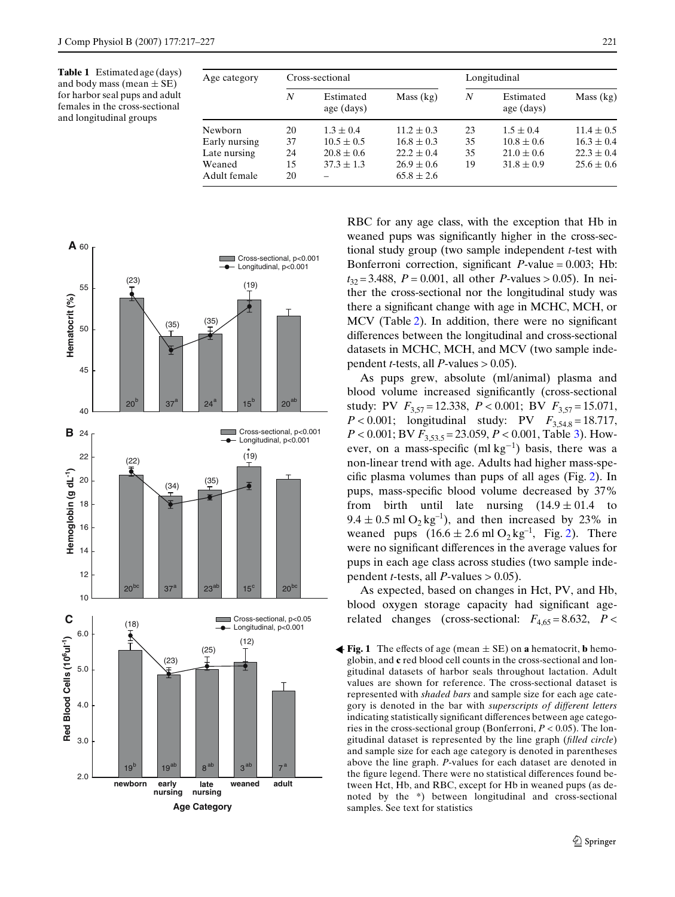**Table 1** Estimated age (days) and body mass (mean ± SE) for harbor seal pups and adult females in the cross-sectional and longitudinal groups

| Age category | Cross-sectional | | | Longitudinal | | |
|---|---|---|---|---|---|---|
| | *N* | Estimated age (days) | Mass (kg) | *N* | Estimated age (days) | Mass (kg) |
| Newborn | 20 | 1.3 ± 0.4 | 11.2 ± 0.3 | 23 | 1.5 ± 0.4 | 11.4 ± 0.5 |
| Early nursing | 37 | 10.5 ± 0.5 | 16.8 ± 0.3 | 35 | 10.8 ± 0.6 | 16.3 ± 0.4 |
| Late nursing | 24 | 20.8 ± 0.6 | 22.2 ± 0.4 | 35 | 21.0 ± 0.6 | 22.3 ± 0.4 |
| Weaned | 15 | 37.3 ± 1.3 | 26.9 ± 0.6 | 19 | 31.8 ± 0.9 | 25.6 ± 0.6 |
| Adult female | 20 | – | 65.8 ± 2.6 | | | |

**Fig. 1** The effects of age (mean ± SE) on **a** hematocrit, **b** hemoglobin, and **c** red blood cell counts in the cross-sectional and longitudinal datasets of harbor seals throughout lactation. Adult values are shown for reference. The cross-sectional dataset is represented with *shaded bars* and sample size for each age category is denoted in the bar with *superscripts of different letters* indicating statistically significant differences between age categories in the cross-sectional group (Bonferroni, $P < 0.05$). The longitudinal dataset is represented by the line graph (*filled circle*) and sample size for each age category is denoted in parentheses above the line graph. *P*-values for each dataset are denoted in the figure legend. There were no statistical differences found between Hct, Hb, and RBC, except for Hb in weaned pups (as denoted by the *) between longitudinal and cross-sectional samples. See text for statistics

RBC for any age class, with the exception that Hb in weaned pups was significantly higher in the cross-sectional study group (two sample independent *t*-test with Bonferroni correction, significant *P*-value = 0.003; Hb: $t_{32} = 3.488$, $P = 0.001$, all other *P*-values > 0.05). In neither the cross-sectional nor the longitudinal study was there a significant change with age in MCHC, MCH, or MCV (Table 2). In addition, there were no significant differences between the longitudinal and cross-sectional datasets in MCHC, MCH, and MCV (two sample independent *t*-tests, all *P*-values > 0.05).

As pups grew, absolute (ml/animal) plasma and blood volume increased significantly (cross-sectional study: PV $F_{3,57} = 12.338$, $P < 0.001$; BV $F_{3,57} = 15.071$, $P < 0.001$; longitudinal study: PV $F_{3,54.8} = 18.717$, $P < 0.001$; BV $F_{3,53.5} = 23.059$, $P < 0.001$, Table 3). However, on a mass-specific (ml $kg^{-1}$) basis, there was a non-linear trend with age. Adults had higher mass-specific plasma volumes than pups of all ages (Fig. 2). In pups, mass-specific blood volume decreased by 37% from birth until late nursing (14.9 ± 01.4 to 9.4 ± 0.5 ml $O_2$ $kg^{-1}$), and then increased by 23% in weaned pups (16.6 ± 2.6 ml $O_2$ $kg^{-1}$, Fig. 2). There were no significant differences in the average values for pups in each age class across studies (two sample independent *t*-tests, all *P*-values > 0.05).

As expected, based on changes in Hct, PV, and Hb, blood oxygen storage capacity had significant age-related changes (cross-sectional: $F_{4,65} = 8.632$, $P <$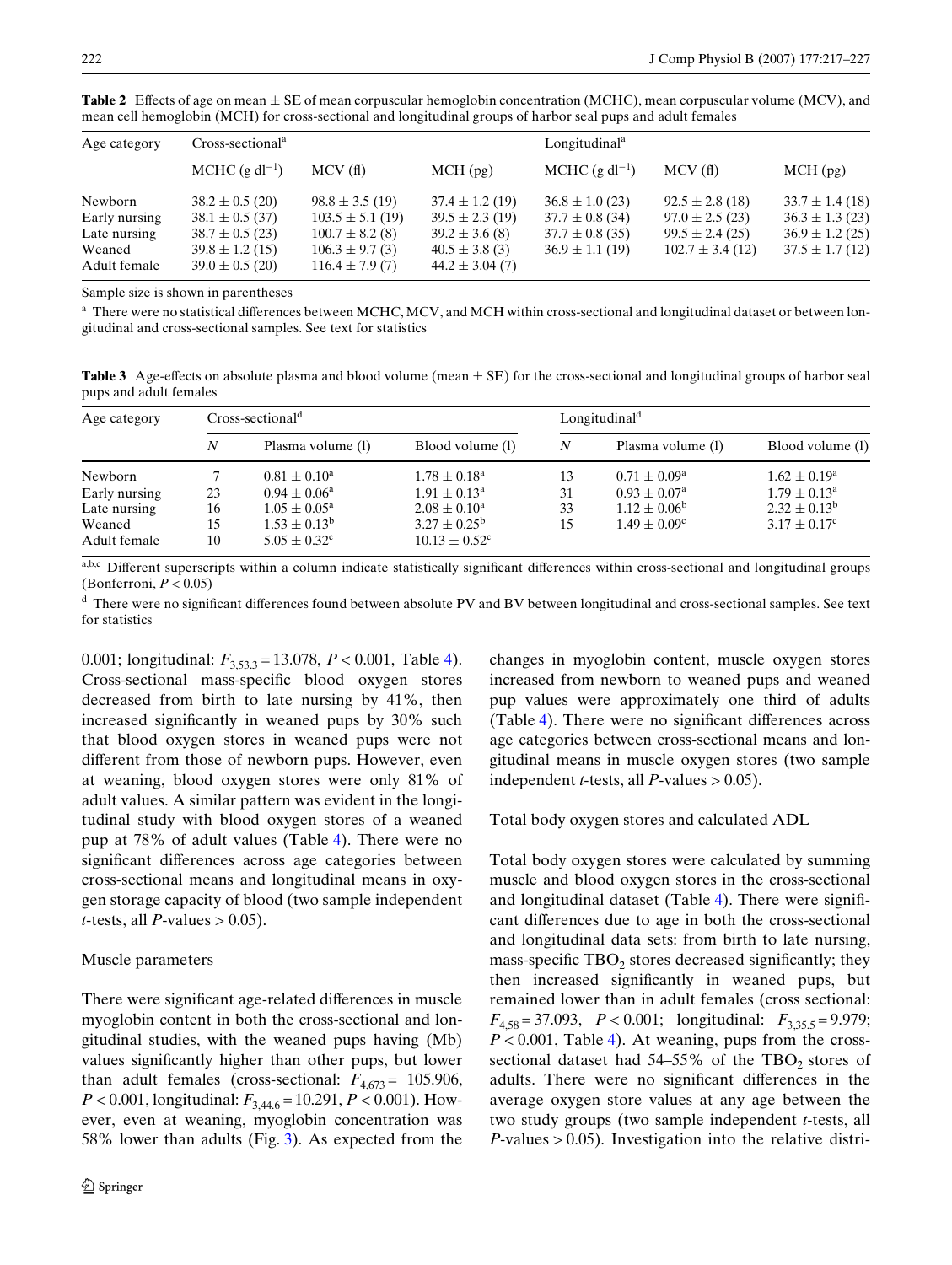**Table 2** Effects of age on mean ± SE of mean corpuscular hemoglobin concentration (MCHC), mean corpuscular volume (MCV), and mean cell hemoglobin (MCH) for cross-sectional and longitudinal groups of harbor seal pups and adult females

| Age category | Cross-sectional[a] | | | Longitudinal[a] | | |
|---|---|---|---|---|---|---|
| | MCHC (g $dl^{-1}$) | MCV (fl) | MCH (pg) | MCHC (g $dl^{-1}$) | MCV (fl) | MCH (pg) |
| Newborn | 38.2 ± 0.5 (20) | 98.8 ± 3.5 (19) | 37.4 ± 1.2 (19) | 36.8 ± 1.0 (23) | 92.5 ± 2.8 (18) | 33.7 ± 1.4 (18) |
| Early nursing | 38.1 ± 0.5 (37) | 103.5 ± 5.1 (19) | 39.5 ± 2.3 (19) | 37.7 ± 0.8 (34) | 97.0 ± 2.5 (23) | 36.3 ± 1.3 (23) |
| Late nursing | 38.7 ± 0.5 (23) | 100.7 ± 8.2 (8) | 39.2 ± 3.6 (8) | 37.7 ± 0.8 (35) | 99.5 ± 2.4 (25) | 36.9 ± 1.2 (25) |
| Weaned | 39.8 ± 1.2 (15) | 106.3 ± 9.7 (3) | 40.5 ± 3.8 (3) | 36.9 ± 1.1 (19) | 102.7 ± 3.4 (12) | 37.5 ± 1.7 (12) |
| Adult female | 39.0 ± 0.5 (20) | 116.4 ± 7.9 (7) | 44.2 ± 3.04 (7) | | | |

Sample size is shown in parentheses

[a] There were no statistical differences between MCHC, MCV, and MCH within cross-sectional and longitudinal dataset or between longitudinal and cross-sectional samples. See text for statistics

**Table 3** Age-effects on absolute plasma and blood volume (mean ± SE) for the cross-sectional and longitudinal groups of harbor seal pups and adult females

| Age category | Cross-sectional[d] | | | Longitudinal[d] | | |
|---|---|---|---|---|---|---|
| | *N* | Plasma volume (l) | Blood volume (l) | *N* | Plasma volume (l) | Blood volume (l) |
| Newborn | 7 | 0.81 ± 0.10[a] | 1.78 ± 0.18[a] | 13 | 0.71 ± 0.09[a] | 1.62 ± 0.19[a] |
| Early nursing | 23 | 0.94 ± 0.06[a] | 1.91 ± 0.13[a] | 31 | 0.93 ± 0.07[a] | 1.79 ± 0.13[a] |
| Late nursing | 16 | 1.05 ± 0.05[a] | 2.08 ± 0.10[a] | 33 | 1.12 ± 0.06[b] | 2.32 ± 0.13[b] |
| Weaned | 15 | 1.53 ± 0.13[b] | 3.27 ± 0.25[b] | 15 | 1.49 ± 0.09[c] | 3.17 ± 0.17[c] |
| Adult female | 10 | 5.05 ± 0.32[c] | 10.13 ± 0.52[c] | | | |

[a,b,c] Different superscripts within a column indicate statistically significant differences within cross-sectional and longitudinal groups (Bonferroni, $P < 0.05$)

[d] There were no significant differences found between absolute PV and BV between longitudinal and cross-sectional samples. See text for statistics

0.001; longitudinal: $F_{3,53.3} = 13.078$, $P < 0.001$, Table 4). Cross-sectional mass-specific blood oxygen stores decreased from birth to late nursing by 41%, then increased significantly in weaned pups by 30% such that blood oxygen stores in weaned pups were not different from those of newborn pups. However, even at weaning, blood oxygen stores were only 81% of adult values. A similar pattern was evident in the longitudinal study with blood oxygen stores of a weaned pup at 78% of adult values (Table 4). There were no significant differences across age categories between cross-sectional means and longitudinal means in oxygen storage capacity of blood (two sample independent *t*-tests, all *P*-values > 0.05).

## Muscle parameters

There were significant age-related differences in muscle myoglobin content in both the cross-sectional and longitudinal studies, with the weaned pups having (Mb) values significantly higher than other pups, but lower than adult females (cross-sectional: $F_{4,673} = 105.906$, $P < 0.001$, longitudinal: $F_{3,44.6} = 10.291$, $P < 0.001$). However, even at weaning, myoglobin concentration was 58% lower than adults (Fig. 3). As expected from the changes in myoglobin content, muscle oxygen stores increased from newborn to weaned pups and weaned pup values were approximately one third of adults (Table 4). There were no significant differences across age categories between cross-sectional means and longitudinal means in muscle oxygen stores (two sample independent *t*-tests, all *P*-values > 0.05).

## Total body oxygen stores and calculated ADL

Total body oxygen stores were calculated by summing muscle and blood oxygen stores in the cross-sectional and longitudinal dataset (Table 4). There were significant differences due to age in both the cross-sectional and longitudinal data sets: from birth to late nursing, mass-specific $TBO_2$ stores decreased significantly; they then increased significantly in weaned pups, but remained lower than in adult females (cross sectional: $F_{4,58} = 37.093$, $P < 0.001$; longitudinal: $F_{3,35.5} = 9.979$; $P < 0.001$, Table 4). At weaning, pups from the cross-sectional dataset had 54–55% of the $TBO_2$ stores of adults. There were no significant differences in the average oxygen store values at any age between the two study groups (two sample independent *t*-tests, all *P*-values > 0.05). Investigation into the relative distri-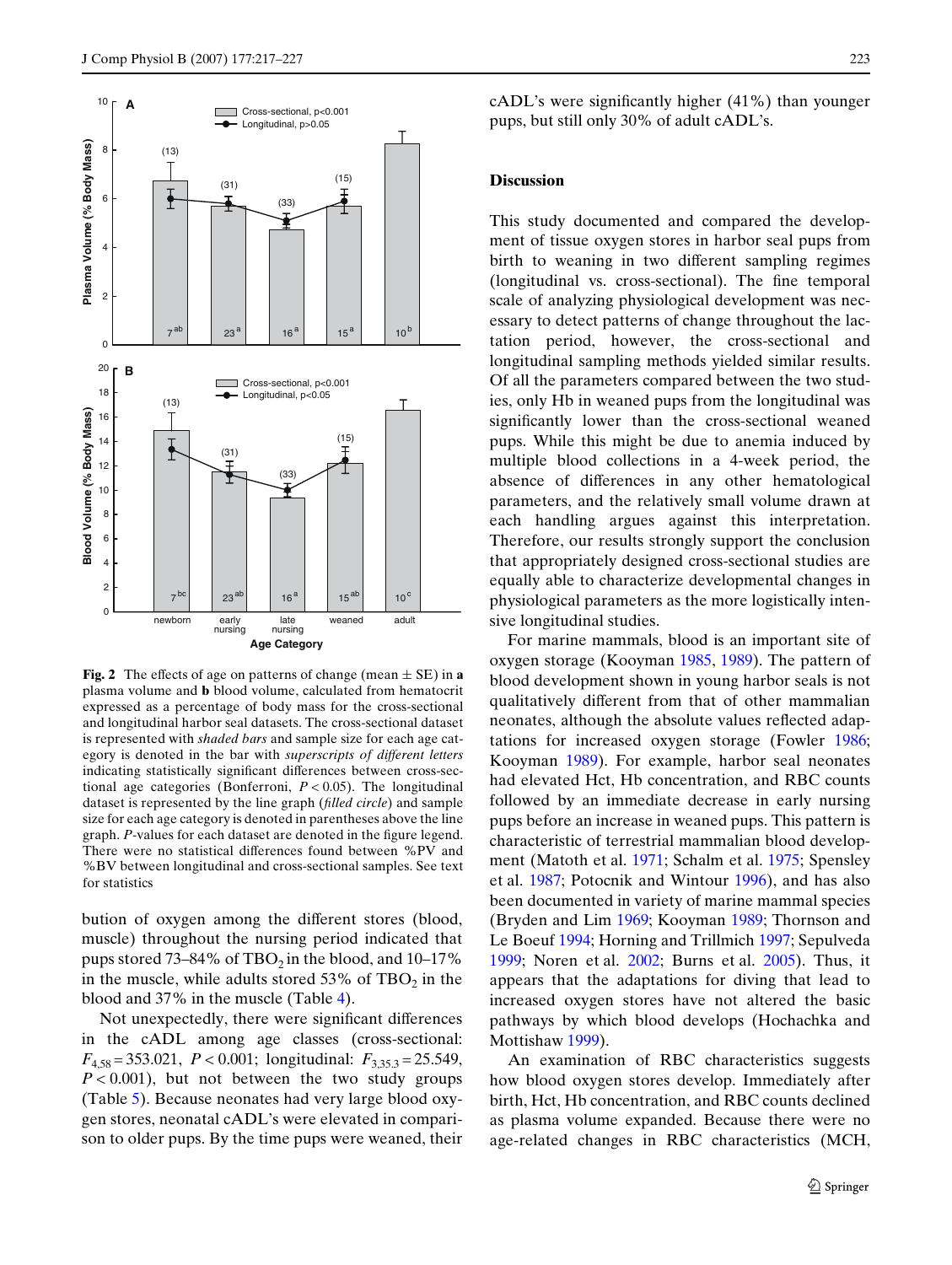**Fig. 2** The effects of age on patterns of change (mean ± SE) in **a** plasma volume and **b** blood volume, calculated from hematocrit expressed as a percentage of body mass for the cross-sectional and longitudinal harbor seal datasets. The cross-sectional dataset is represented with *shaded bars* and sample size for each age category is denoted in the bar with *superscripts of different letters* indicating statistically significant differences between cross-sectional age categories (Bonferroni, $P < 0.05$). The longitudinal dataset is represented by the line graph (*filled circle*) and sample size for each age category is denoted in parentheses above the line graph. *P*-values for each dataset are denoted in the figure legend. There were no statistical differences found between %PV and %BV between longitudinal and cross-sectional samples. See text for statistics

bution of oxygen among the different stores (blood, muscle) throughout the nursing period indicated that pups stored 73–84% of $TBO_2$ in the blood, and 10–17% in the muscle, while adults stored 53% of $TBO_2$ in the blood and 37% in the muscle (Table 4).

Not unexpectedly, there were significant differences in the cADL among age classes (cross-sectional: $F_{4,58} = 353.021$, $P < 0.001$; longitudinal: $F_{3,35.3} = 25.549$, $P < 0.001$), but not between the two study groups (Table 5). Because neonates had very large blood oxygen stores, neonatal cADL's were elevated in comparison to older pups. By the time pups were weaned, their cADL's were significantly higher (41%) than younger pups, but still only 30% of adult cADL's.

## Discussion

This study documented and compared the development of tissue oxygen stores in harbor seal pups from birth to weaning in two different sampling regimes (longitudinal vs. cross-sectional). The fine temporal scale of analyzing physiological development was necessary to detect patterns of change throughout the lactation period, however, the cross-sectional and longitudinal sampling methods yielded similar results. Of all the parameters compared between the two studies, only Hb in weaned pups from the longitudinal was significantly lower than the cross-sectional weaned pups. While this might be due to anemia induced by multiple blood collections in a 4-week period, the absence of differences in any other hematological parameters, and the relatively small volume drawn at each handling argues against this interpretation. Therefore, our results strongly support the conclusion that appropriately designed cross-sectional studies are equally able to characterize developmental changes in physiological parameters as the more logistically intensive longitudinal studies.

For marine mammals, blood is an important site of oxygen storage (Kooyman 1985, 1989). The pattern of blood development shown in young harbor seals is not qualitatively different from that of other mammalian neonates, although the absolute values reflected adaptations for increased oxygen storage (Fowler 1986; Kooyman 1989). For example, harbor seal neonates had elevated Hct, Hb concentration, and RBC counts followed by an immediate decrease in early nursing pups before an increase in weaned pups. This pattern is characteristic of terrestrial mammalian blood development (Matoth et al. 1971; Schalm et al. 1975; Spensley et al. 1987; Potocnik and Wintour 1996), and has also been documented in variety of marine mammal species (Bryden and Lim 1969; Kooyman 1989; Thornson and Le Boeuf 1994; Horning and Trillmich 1997; Sepulveda 1999; Noren et al. 2002; Burns et al. 2005). Thus, it appears that the adaptations for diving that lead to increased oxygen stores have not altered the basic pathways by which blood develops (Hochachka and Mottishaw 1999).

An examination of RBC characteristics suggests how blood oxygen stores develop. Immediately after birth, Hct, Hb concentration, and RBC counts declined as plasma volume expanded. Because there were no age-related changes in RBC characteristics (MCH,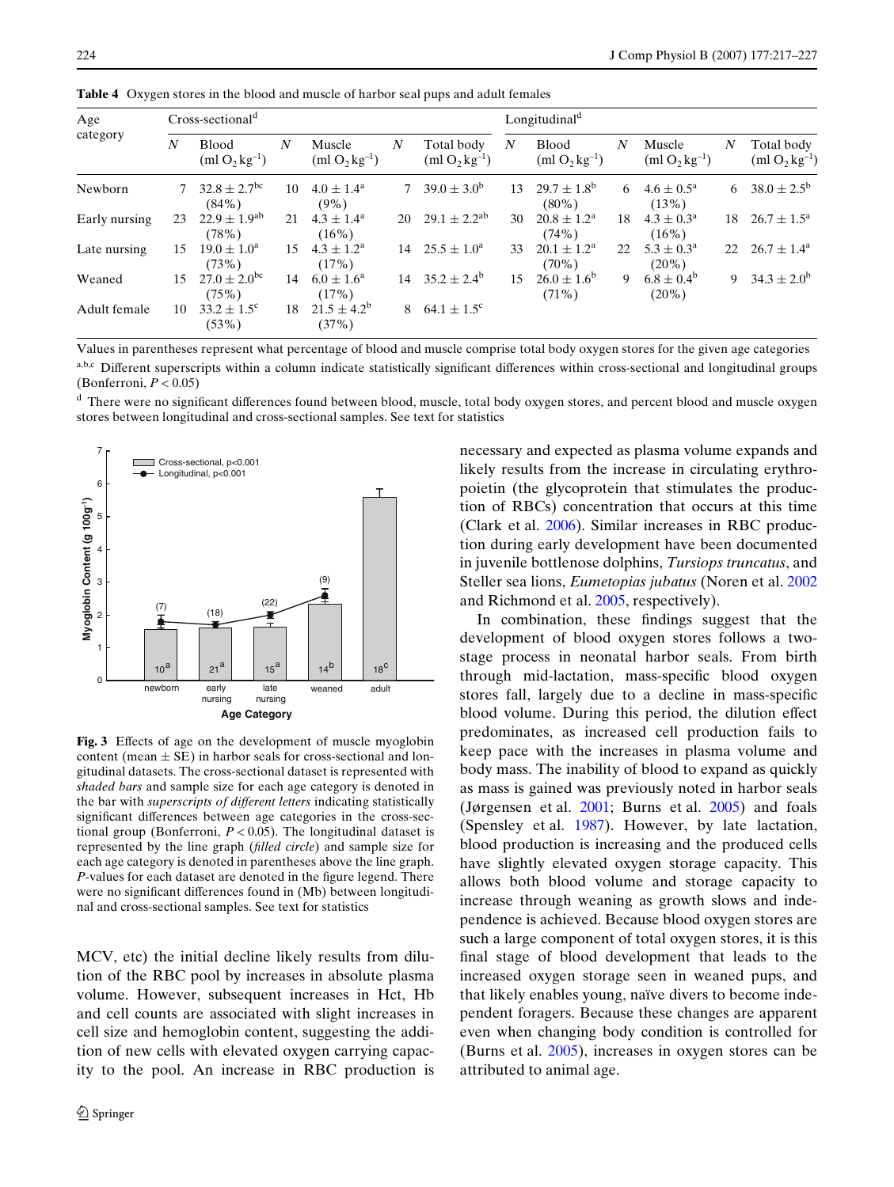**Table 4** Oxygen stores in the blood and muscle of harbor seal pups and adult females

| Age category | Cross-sectional[d] | | | | | | Longitudinal[d] | | | | | |
|---|---|---|---|---|---|---|---|---|---|---|---|---|
| | $N$ | Blood (ml $O_2$ $kg^{-1}$) | $N$ | Muscle (ml $O_2$ $kg^{-1}$) | $N$ | Total body (ml $O_2$ $kg^{-1}$) | $N$ | Blood (ml $O_2$ $kg^{-1}$) | $N$ | Muscle (ml $O_2$ $kg^{-1}$) | $N$ | Total body (ml $O_2$ $kg^{-1}$) |
| Newborn | 7 | 32.8 ± 2.7[bc] (84%) | 10 | 4.0 ± 1.4[a] (9%) | 7 | 39.0 ± 3.0[b] | 13 | 29.7 ± 1.8[b] (80%) | 6 | 4.6 ± 0.5[a] (13%) | 6 | 38.0 ± 2.5[b] |
| Early nursing | 23 | 22.9 ± 1.9[ab] (78%) | 21 | 4.3 ± 1.4[a] (16%) | 20 | 29.1 ± 2.2[ab] | 30 | 20.8 ± 1.2[a] (74%) | 18 | 4.3 ± 0.3[a] (16%) | 18 | 26.7 ± 1.5[a] |
| Late nursing | 15 | 19.0 ± 1.0[a] (73%) | 15 | 4.3 ± 1.2[a] (17%) | 14 | 25.5 ± 1.0[a] | 33 | 20.1 ± 1.2[a] (70%) | 22 | 5.3 ± 0.3[a] (20%) | 22 | 26.7 ± 1.4[a] |
| Weaned | 15 | 27.0 ± 2.0[bc] (75%) | 14 | 6.0 ± 1.6[a] (17%) | 14 | 35.2 ± 2.4[b] | 15 | 26.0 ± 1.6[b] (71%) | 9 | 6.8 ± 0.4[b] (20%) | 9 | 34.3 ± 2.0[b] |
| Adult female | 10 | 33.2 ± 1.5[c] (53%) | 18 | 21.5 ± 4.2[b] (37%) | 8 | 64.1 ± 1.5[c] | | | | | | |

Values in parentheses represent what percentage of blood and muscle comprise total body oxygen stores for the given age categories

[a,b,c] Different superscripts within a column indicate statistically significant differences within cross-sectional and longitudinal groups (Bonferroni, $P < 0.05$)

[d] There were no significant differences found between blood, muscle, total body oxygen stores, and percent blood and muscle oxygen stores between longitudinal and cross-sectional samples. See text for statistics

**Fig. 3** Effects of age on the development of muscle myoglobin content (mean ± SE) in harbor seals for cross-sectional and longitudinal datasets. The cross-sectional dataset is represented with *shaded bars* and sample size for each age category is denoted in the bar with *superscripts of different letters* indicating statistically significant differences between age categories in the cross-sectional group (Bonferroni, $P < 0.05$). The longitudinal dataset is represented by the line graph (*filled circle*) and sample size for each age category is denoted in parentheses above the line graph. *P*-values for each dataset are denoted in the figure legend. There were no significant differences found in (Mb) between longitudinal and cross-sectional samples. See text for statistics

MCV, etc) the initial decline likely results from dilution of the RBC pool by increases in absolute plasma volume. However, subsequent increases in Hct, Hb and cell counts are associated with slight increases in cell size and hemoglobin content, suggesting the addition of new cells with elevated oxygen carrying capacity to the pool. An increase in RBC production is necessary and expected as plasma volume expands and likely results from the increase in circulating erythropoietin (the glycoprotein that stimulates the production of RBCs) concentration that occurs at this time (Clark et al. 2006). Similar increases in RBC production during early development have been documented in juvenile bottlenose dolphins, *Tursiops truncatus*, and Steller sea lions, *Eumetopias jubatus* (Noren et al. 2002 and Richmond et al. 2005, respectively).

In combination, these findings suggest that the development of blood oxygen stores follows a two-stage process in neonatal harbor seals. From birth through mid-lactation, mass-specific blood oxygen stores fall, largely due to a decline in mass-specific blood volume. During this period, the dilution effect predominates, as increased cell production fails to keep pace with the increases in plasma volume and body mass. The inability of blood to expand as quickly as mass is gained was previously noted in harbor seals (Jørgensen et al. 2001; Burns et al. 2005) and foals (Spensley et al. 1987). However, by late lactation, blood production is increasing and the produced cells have slightly elevated oxygen storage capacity. This allows both blood volume and storage capacity to increase through weaning as growth slows and independence is achieved. Because blood oxygen stores are such a large component of total oxygen stores, it is this final stage of blood development that leads to the increased oxygen storage seen in weaned pups, and that likely enables young, naïve divers to become independent foragers. Because these changes are apparent even when changing body condition is controlled for (Burns et al. 2005), increases in oxygen stores can be attributed to animal age.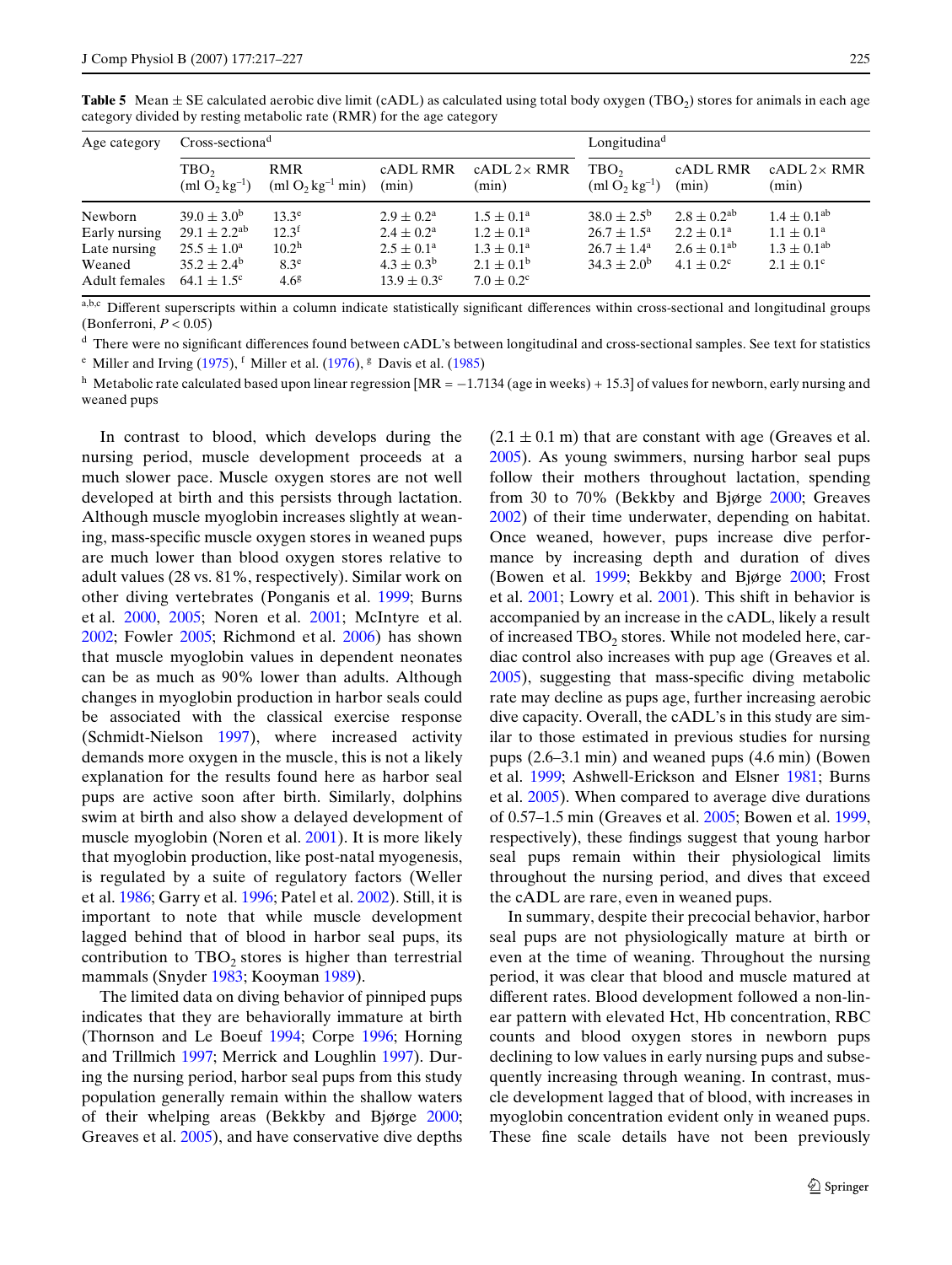**Table 5** Mean ± SE calculated aerobic dive limit (cADL) as calculated using total body oxygen ($TBO_2$) stores for animals in each age category divided by resting metabolic rate (RMR) for the age category

| Age category | Cross-sectional[d] | | | | Longitudinal[d] | | |
|---|---|---|---|---|---|---|---|
| | $TBO_2$ (ml $O_2$ $kg^{-1}$) | RMR (ml $O_2$ $kg^{-1}$ min) | cADL RMR (min) | cADL 2× RMR (min) | $TBO_2$ (ml $O_2$ $kg^{-1}$) | cADL RMR (min) | cADL 2× RMR (min) |
| Newborn | 39.0 ± 3.0[b] | 13.3[e] | 2.9 ± 0.2[a] | 1.5 ± 0.1[a] | 38.0 ± 2.5[b] | 2.8 ± 0.2[ab] | 1.4 ± 0.1[ab] |
| Early nursing | 29.1 ± 2.2[ab] | 12.3[f] | 2.4 ± 0.2[a] | 1.2 ± 0.1[a] | 26.7 ± 1.5[a] | 2.2 ± 0.1[a] | 1.1 ± 0.1[a] |
| Late nursing | 25.5 ± 1.0[a] | 10.2[h] | 2.5 ± 0.1[a] | 1.3 ± 0.1[a] | 26.7 ± 1.4[a] | 2.6 ± 0.1[ab] | 1.3 ± 0.1[ab] |
| Weaned | 35.2 ± 2.4[b] | 8.3[e] | 4.3 ± 0.3[b] | 2.1 ± 0.1[b] | 34.3 ± 2.0[b] | 4.1 ± 0.2[c] | 2.1 ± 0.1[c] |
| Adult females | 64.1 ± 1.5[c] | 4.6[g] | 13.9 ± 0.3[c] | 7.0 ± 0.2[c] | | | |

[a,b,c] Different superscripts within a column indicate statistically significant differences within cross-sectional and longitudinal groups (Bonferroni, $P < 0.05$)

[d] There were no significant differences found between cADL's between longitudinal and cross-sectional samples. See text for statistics

[e] Miller and Irving (1975), [f] Miller et al. (1976), [g] Davis et al. (1985)

[h] Metabolic rate calculated based upon linear regression [MR = −1.7134 (age in weeks) + 15.3] of values for newborn, early nursing and weaned pups

In contrast to blood, which develops during the nursing period, muscle development proceeds at a much slower pace. Muscle oxygen stores are not well developed at birth and this persists through lactation. Although muscle myoglobin increases slightly at weaning, mass-specific muscle oxygen stores in weaned pups are much lower than blood oxygen stores relative to adult values (28 vs. 81%, respectively). Similar work on other diving vertebrates (Ponganis et al. 1999; Burns et al. 2000, 2005; Noren et al. 2001; McIntyre et al. 2002; Fowler 2005; Richmond et al. 2006) has shown that muscle myoglobin values in dependent neonates can be as much as 90% lower than adults. Although changes in myoglobin production in harbor seals could be associated with the classical exercise response (Schmidt-Nielson 1997), where increased activity demands more oxygen in the muscle, this is not a likely explanation for the results found here as harbor seal pups are active soon after birth. Similarly, dolphins swim at birth and also show a delayed development of muscle myoglobin (Noren et al. 2001). It is more likely that myoglobin production, like post-natal myogenesis, is regulated by a suite of regulatory factors (Weller et al. 1986; Garry et al. 1996; Patel et al. 2002). Still, it is important to note that while muscle development lagged behind that of blood in harbor seal pups, its contribution to $TBO_2$ stores is higher than terrestrial mammals (Snyder 1983; Kooyman 1989).

The limited data on diving behavior of pinniped pups indicates that they are behaviorally immature at birth (Thornson and Le Boeuf 1994; Corpe 1996; Horning and Trillmich 1997; Merrick and Loughlin 1997). During the nursing period, harbor seal pups from this study population generally remain within the shallow waters of their whelping areas (Bekkby and Bjørge 2000; Greaves et al. 2005), and have conservative dive depths (2.1 ± 0.1 m) that are constant with age (Greaves et al. 2005). As young swimmers, nursing harbor seal pups follow their mothers throughout lactation, spending from 30 to 70% (Bekkby and Bjørge 2000; Greaves 2002) of their time underwater, depending on habitat. Once weaned, however, pups increase dive performance by increasing depth and duration of dives (Bowen et al. 1999; Bekkby and Bjørge 2000; Frost et al. 2001; Lowry et al. 2001). This shift in behavior is accompanied by an increase in the cADL, likely a result of increased $TBO_2$ stores. While not modeled here, cardiac control also increases with pup age (Greaves et al. 2005), suggesting that mass-specific diving metabolic rate may decline as pups age, further increasing aerobic dive capacity. Overall, the cADL's in this study are similar to those estimated in previous studies for nursing pups (2.6–3.1 min) and weaned pups (4.6 min) (Bowen et al. 1999; Ashwell-Erickson and Elsner 1981; Burns et al. 2005). When compared to average dive durations of 0.57–1.5 min (Greaves et al. 2005; Bowen et al. 1999, respectively), these findings suggest that young harbor seal pups remain within their physiological limits throughout the nursing period, and dives that exceed the cADL are rare, even in weaned pups.

In summary, despite their precocial behavior, harbor seal pups are not physiologically mature at birth or even at the time of weaning. Throughout the nursing period, it was clear that blood and muscle matured at different rates. Blood development followed a non-linear pattern with elevated Hct, Hb concentration, RBC counts and blood oxygen stores in newborn pups declining to low values in early nursing pups and subsequently increasing through weaning. In contrast, muscle development lagged that of blood, with increases in myoglobin concentration evident only in weaned pups. These fine scale details have not been previously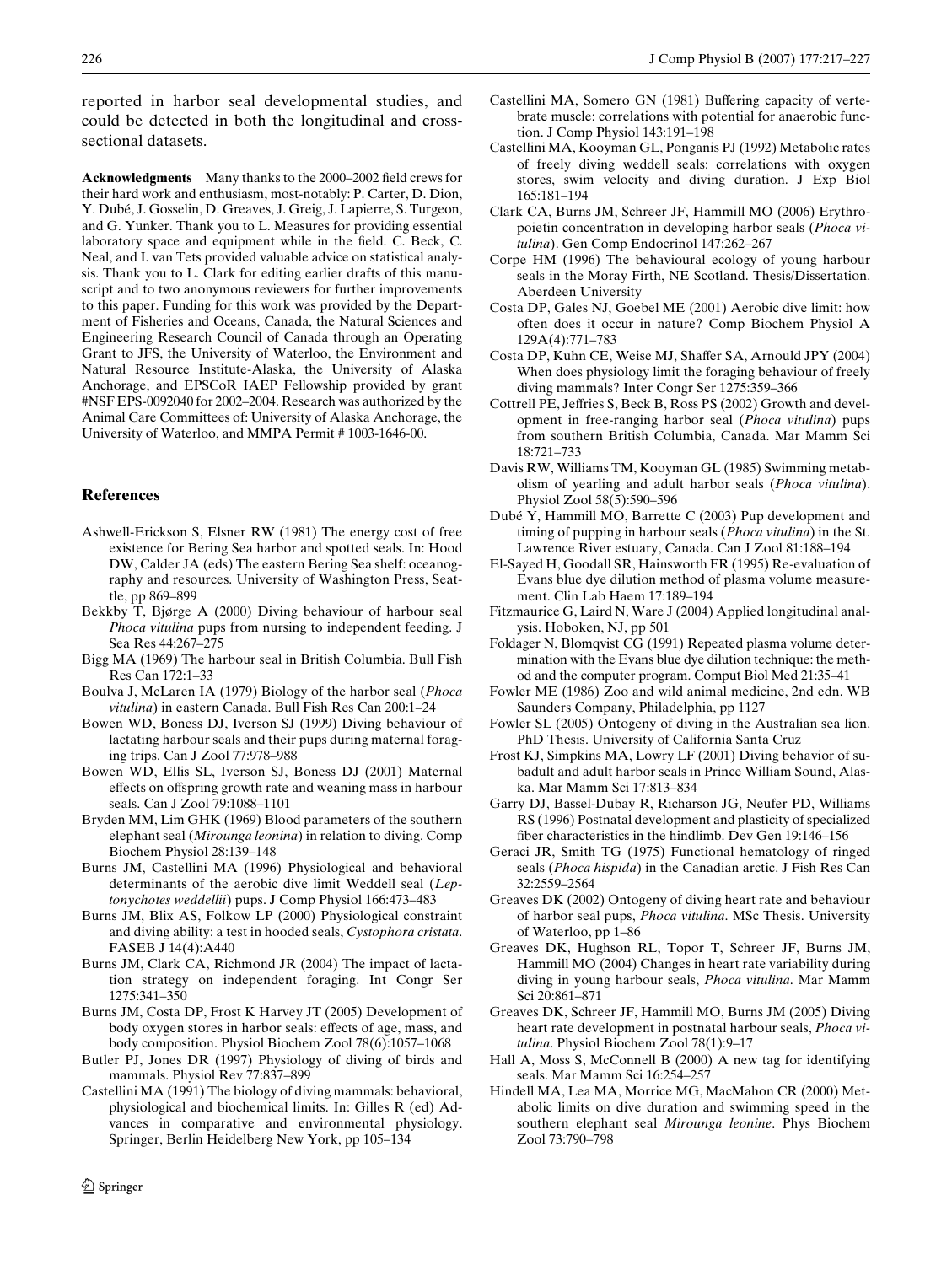reported in harbor seal developmental studies, and could be detected in both the longitudinal and cross-sectional datasets.

**Acknowledgments** Many thanks to the 2000–2002 field crews for their hard work and enthusiasm, most-notably: P. Carter, D. Dion, Y. Dubé, J. Gosselin, D. Greaves, J. Greig, J. Lapierre, S. Turgeon, and G. Yunker. Thank you to L. Measures for providing essential laboratory space and equipment while in the field. C. Beck, C. Neal, and I. van Tets provided valuable advice on statistical analysis. Thank you to L. Clark for editing earlier drafts of this manuscript and to two anonymous reviewers for further improvements to this paper. Funding for this work was provided by the Department of Fisheries and Oceans, Canada, the Natural Sciences and Engineering Research Council of Canada through an Operating Grant to JFS, the University of Waterloo, the Environment and Natural Resource Institute-Alaska, the University of Alaska Anchorage, and EPSCoR IAEP Fellowship provided by grant #NSF EPS-0092040 for 2002–2004. Research was authorized by the Animal Care Committees of: University of Alaska Anchorage, the University of Waterloo, and MMPA Permit # 1003-1646-00.

## References

- Ashwell-Erickson S, Elsner RW (1981) The energy cost of free existence for Bering Sea harbor and spotted seals. In: Hood DW, Calder JA (eds) The eastern Bering Sea shelf: oceanography and resources. University of Washington Press, Seattle, pp 869–899
- Bekkby T, Bjørge A (2000) Diving behaviour of harbour seal *Phoca vitulina* pups from nursing to independent feeding. J Sea Res 44:267–275
- Bigg MA (1969) The harbour seal in British Columbia. Bull Fish Res Can 172:1–33
- Boulva J, McLaren IA (1979) Biology of the harbor seal (*Phoca vitulina*) in eastern Canada. Bull Fish Res Can 200:1–24
- Bowen WD, Boness DJ, Iverson SJ (1999) Diving behaviour of lactating harbour seals and their pups during maternal foraging trips. Can J Zool 77:978–988
- Bowen WD, Ellis SL, Iverson SJ, Boness DJ (2001) Maternal effects on offspring growth rate and weaning mass in harbour seals. Can J Zool 79:1088–1101
- Bryden MM, Lim GHK (1969) Blood parameters of the southern elephant seal (*Mirounga leonina*) in relation to diving. Comp Biochem Physiol 28:139–148
- Burns JM, Castellini MA (1996) Physiological and behavioral determinants of the aerobic dive limit Weddell seal (*Leptonychotes weddellii*) pups. J Comp Physiol 166:473–483
- Burns JM, Blix AS, Folkow LP (2000) Physiological constraint and diving ability: a test in hooded seals, *Cystophora cristata*. FASEB J 14(4):A440
- Burns JM, Clark CA, Richmond JR (2004) The impact of lactation strategy on independent foraging. Int Congr Ser 1275:341–350
- Burns JM, Costa DP, Frost K Harvey JT (2005) Development of body oxygen stores in harbor seals: effects of age, mass, and body composition. Physiol Biochem Zool 78(6):1057–1068
- Butler PJ, Jones DR (1997) Physiology of diving of birds and mammals. Physiol Rev 77:837–899
- Castellini MA (1991) The biology of diving mammals: behavioral, physiological and biochemical limits. In: Gilles R (ed) Advances in comparative and environmental physiology. Springer, Berlin Heidelberg New York, pp 105–134
- Castellini MA, Somero GN (1981) Buffering capacity of vertebrate muscle: correlations with potential for anaerobic function. J Comp Physiol 143:191–198
- Castellini MA, Kooyman GL, Ponganis PJ (1992) Metabolic rates of freely diving weddell seals: correlations with oxygen stores, swim velocity and diving duration. J Exp Biol 165:181–194
- Clark CA, Burns JM, Schreer JF, Hammill MO (2006) Erythropoietin concentration in developing harbor seals (*Phoca vitulina*). Gen Comp Endocrinol 147:262–267
- Corpe HM (1996) The behavioural ecology of young harbour seals in the Moray Firth, NE Scotland. Thesis/Dissertation. Aberdeen University
- Costa DP, Gales NJ, Goebel ME (2001) Aerobic dive limit: how often does it occur in nature? Comp Biochem Physiol A 129A(4):771–783
- Costa DP, Kuhn CE, Weise MJ, Shaffer SA, Arnould JPY (2004) When does physiology limit the foraging behaviour of freely diving mammals? Inter Congr Ser 1275:359–366
- Cottrell PE, Jeffries S, Beck B, Ross PS (2002) Growth and development in free-ranging harbor seal (*Phoca vitulina*) pups from southern British Columbia, Canada. Mar Mamm Sci 18:721–733
- Davis RW, Williams TM, Kooyman GL (1985) Swimming metabolism of yearling and adult harbor seals (*Phoca vitulina*). Physiol Zool 58(5):590–596
- Dubé Y, Hammill MO, Barrette C (2003) Pup development and timing of pupping in harbour seals (*Phoca vitulina*) in the St. Lawrence River estuary, Canada. Can J Zool 81:188–194
- El-Sayed H, Goodall SR, Hainsworth FR (1995) Re-evaluation of Evans blue dye dilution method of plasma volume measurement. Clin Lab Haem 17:189–194
- Fitzmaurice G, Laird N, Ware J (2004) Applied longitudinal analysis. Hoboken, NJ, pp 501
- Foldager N, Blomqvist CG (1991) Repeated plasma volume determination with the Evans blue dye dilution technique: the method and the computer program. Comput Biol Med 21:35–41
- Fowler ME (1986) Zoo and wild animal medicine, 2nd edn. WB Saunders Company, Philadelphia, pp 1127
- Fowler SL (2005) Ontogeny of diving in the Australian sea lion. PhD Thesis. University of California Santa Cruz
- Frost KJ, Simpkins MA, Lowry LF (2001) Diving behavior of subadult and adult harbor seals in Prince William Sound, Alaska. Mar Mamm Sci 17:813–834
- Garry DJ, Bassel-Dubay R, Richarson JG, Neufer PD, Williams RS (1996) Postnatal development and plasticity of specialized fiber characteristics in the hindlimb. Dev Gen 19:146–156
- Geraci JR, Smith TG (1975) Functional hematology of ringed seals (*Phoca hispida*) in the Canadian arctic. J Fish Res Can 32:2559–2564
- Greaves DK (2002) Ontogeny of diving heart rate and behaviour of harbor seal pups, *Phoca vitulina*. MSc Thesis. University of Waterloo, pp 1–86
- Greaves DK, Hughson RL, Topor T, Schreer JF, Burns JM, Hammill MO (2004) Changes in heart rate variability during diving in young harbour seals, *Phoca vitulina*. Mar Mamm Sci 20:861–871
- Greaves DK, Schreer JF, Hammill MO, Burns JM (2005) Diving heart rate development in postnatal harbour seals, *Phoca vitulina*. Physiol Biochem Zool 78(1):9–17
- Hall A, Moss S, McConnell B (2000) A new tag for identifying seals. Mar Mamm Sci 16:254–257
- Hindell MA, Lea MA, Morrice MG, MacMahon CR (2000) Metabolic limits on dive duration and swimming speed in the southern elephant seal *Mirounga leonine*. Phys Biochem Zool 73:790–798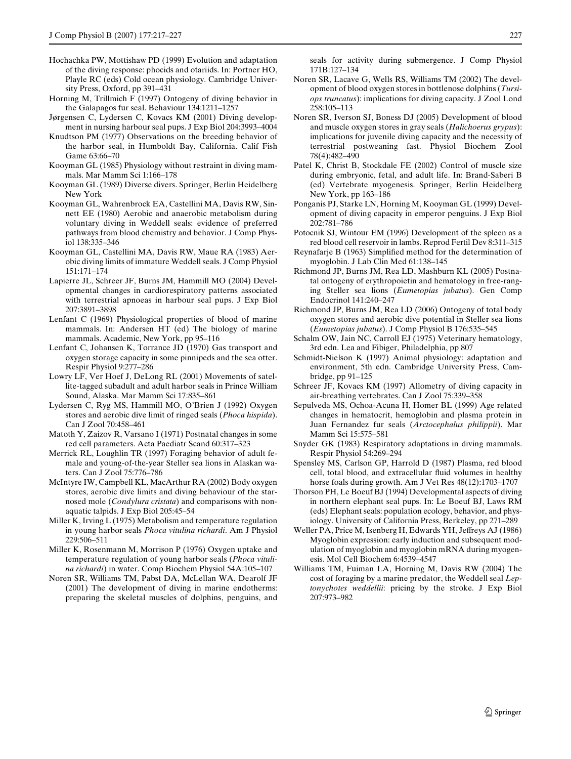Hochachka PW, Mottishaw PD (1999) Evolution and adaptation of the diving response: phocids and otariids. In: Portner HO, Playle RC (eds) Cold ocean physiology. Cambridge University Press, Oxford, pp 391–431

Horning M, Trillmich F (1997) Ontogeny of diving behavior in the Galapagos fur seal. Behaviour 134:1211–1257

Jørgensen C, Lydersen C, Kovacs KM (2001) Diving development in nursing harbour seal pups. J Exp Biol 204:3993–4004

Knudtson PM (1977) Observations on the breeding behavior of the harbor seal, in Humboldt Bay, California. Calif Fish Game 63:66–70

Kooyman GL (1985) Physiology without restraint in diving mammals. Mar Mamm Sci 1:166–178

Kooyman GL (1989) Diverse divers. Springer, Berlin Heidelberg New York

Kooyman GL, Wahrenbrock EA, Castellini MA, Davis RW, Sinnett EE (1980) Aerobic and anaerobic metabolism during voluntary diving in Weddell seals: evidence of preferred pathways from blood chemistry and behavior. J Comp Physiol 138:335–346

Kooyman GL, Castellini MA, Davis RW, Maue RA (1983) Aerobic diving limits of immature Weddell seals. J Comp Physiol 151:171–174

Lapierre JL, Schreer JF, Burns JM, Hammill MO (2004) Developmental changes in cardiorespiratory patterns associated with terrestrial apnoeas in harbour seal pups. J Exp Biol 207:3891–3898

Lenfant C (1969) Physiological properties of blood of marine mammals. In: Andersen HT (ed) The biology of marine mammals. Academic, New York, pp 95–116

Lenfant C, Johansen K, Torrance JD (1970) Gas transport and oxygen storage capacity in some pinnipeds and the sea otter. Respir Physiol 9:277–286

Lowry LF, Ver Hoef J, DeLong RL (2001) Movements of satellite-tagged subadult and adult harbor seals in Prince William Sound, Alaska. Mar Mamm Sci 17:835–861

Lydersen C, Ryg MS, Hammill MO, O'Brien J (1992) Oxygen stores and aerobic dive limit of ringed seals (*Phoca hispida*). Can J Zool 70:458–461

Matoth Y, Zaizov R, Varsano I (1971) Postnatal changes in some red cell parameters. Acta Paediatr Scand 60:317–323

Merrick RL, Loughlin TR (1997) Foraging behavior of adult female and young-of-the-year Steller sea lions in Alaskan waters. Can J Zool 75:776–786

McIntyre IW, Campbell KL, MacArthur RA (2002) Body oxygen stores, aerobic dive limits and diving behaviour of the star-nosed mole (*Condylura cristata*) and comparisons with non-aquatic talpids. J Exp Biol 205:45–54

Miller K, Irving L (1975) Metabolism and temperature regulation in young harbor seals *Phoca vitulina richardi*. Am J Physiol 229:506–511

Miller K, Rosenmann M, Morrison P (1976) Oxygen uptake and temperature regulation of young harbor seals (*Phoca vitulina richardi*) in water. Comp Biochem Physiol 54A:105–107

Noren SR, Williams TM, Pabst DA, McLellan WA, Dearolf JF (2001) The development of diving in marine endotherms: preparing the skeletal muscles of dolphins, penguins, and seals for activity during submergence. J Comp Physiol 171B:127–134

Noren SR, Lacave G, Wells RS, Williams TM (2002) The development of blood oxygen stores in bottlenose dolphins (*Tursiops truncatus*): implications for diving capacity. J Zool Lond 258:105–113

Noren SR, Iverson SJ, Boness DJ (2005) Development of blood and muscle oxygen stores in gray seals (*Halichoerus grypus*): implications for juvenile diving capacity and the necessity of terrestrial postweaning fast. Physiol Biochem Zool 78(4):482–490

Patel K, Christ B, Stockdale FE (2002) Control of muscle size during embryonic, fetal, and adult life. In: Brand-Saberi B (ed) Vertebrate myogenesis. Springer, Berlin Heidelberg New York, pp 163–186

Ponganis PJ, Starke LN, Horning M, Kooyman GL (1999) Development of diving capacity in emperor penguins. J Exp Biol 202:781–786

Potocnik SJ, Wintour EM (1996) Development of the spleen as a red blood cell reservoir in lambs. Reprod Fertil Dev 8:311–315

Reynafarje B (1963) Simplified method for the determination of myoglobin. J Lab Clin Med 61:138–145

Richmond JP, Burns JM, Rea LD, Mashburn KL (2005) Postnatal ontogeny of erythropoietin and hematology in free-ranging Steller sea lions (*Eumetopias jubatus*). Gen Comp Endocrinol 141:240–247

Richmond JP, Burns JM, Rea LD (2006) Ontogeny of total body oxygen stores and aerobic dive potential in Steller sea lions (*Eumetopias jubatus*). J Comp Physiol B 176:535–545

Schalm OW, Jain NC, Carroll EJ (1975) Veterinary hematology, 3rd edn. Lea and Fibiger, Philadelphia, pp 807

Schmidt-Nielson K (1997) Animal physiology: adaptation and environment, 5th edn. Cambridge University Press, Cambridge, pp 91–125

Schreer JF, Kovacs KM (1997) Allometry of diving capacity in air-breathing vertebrates. Can J Zool 75:339–358

Sepulveda MS, Ochoa-Acuna H, Homer BL (1999) Age related changes in hematocrit, hemoglobin and plasma protein in Juan Fernandez fur seals (*Arctocephalus philippii*). Mar Mamm Sci 15:575–581

Snyder GK (1983) Respiratory adaptations in diving mammals. Respir Physiol 54:269–294

Spensley MS, Carlson GP, Harrold D (1987) Plasma, red blood cell, total blood, and extracellular fluid volumes in healthy horse foals during growth. Am J Vet Res 48(12):1703–1707

Thorson PH, Le Boeuf BJ (1994) Developmental aspects of diving in northern elephant seal pups. In: Le Boeuf BJ, Laws RM (eds) Elephant seals: population ecology, behavior, and physiology. University of California Press, Berkeley, pp 271–289

Weller PA, Price M, Isenberg H, Edwards YH, Jeffreys AJ (1986) Myoglobin expression: early induction and subsequent modulation of myoglobin and myoglobin mRNA during myogenesis. Mol Cell Biochem 6:4539–4547

Williams TM, Fuiman LA, Horning M, Davis RW (2004) The cost of foraging by a marine predator, the Weddell seal *Leptonychotes weddellii*: pricing by the stroke. J Exp Biol 207:973–982